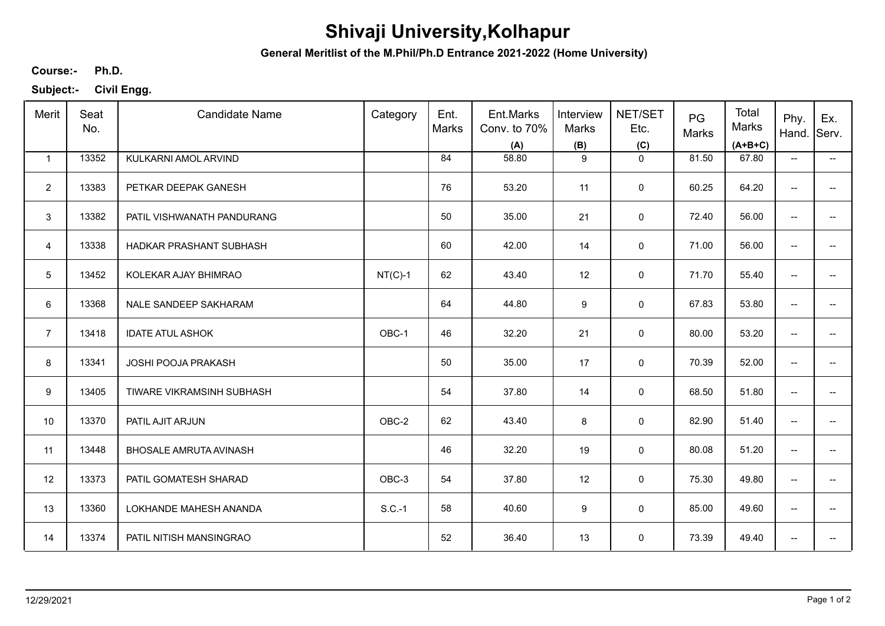# Shivaji University,Kolhapur

**General Meritlist of the M.Phil/Ph.D Entrance 2021-2022 (Home University)**

**Course:-** **Ph.D.**

**Subject:-** **Civil Engg.**

| Merit | Seat No. | Candidate Name | Category | Ent. Marks | Ent.Marks Conv. to 70% (A) | Interview Marks (B) | NET/SET Etc. (C) | PG Marks | Total Marks (A+B+C) | Phy. Hand. | Ex. Serv. |
|---|---|---|---|---|---|---|---|---|---|---|---|
| 1 | 13352 | KULKARNI AMOL ARVIND | | 84 | 58.80 | 9 | 0 | 81.50 | 67.80 | -- | -- |
| 2 | 13383 | PETKAR DEEPAK GANESH | | 76 | 53.20 | 11 | 0 | 60.25 | 64.20 | -- | -- |
| 3 | 13382 | PATIL VISHWANATH PANDURANG | | 50 | 35.00 | 21 | 0 | 72.40 | 56.00 | -- | -- |
| 4 | 13338 | HADKAR PRASHANT SUBHASH | | 60 | 42.00 | 14 | 0 | 71.00 | 56.00 | -- | -- |
| 5 | 13452 | KOLEKAR AJAY BHIMRAO | NT(C)-1 | 62 | 43.40 | 12 | 0 | 71.70 | 55.40 | -- | -- |
| 6 | 13368 | NALE SANDEEP SAKHARAM | | 64 | 44.80 | 9 | 0 | 67.83 | 53.80 | -- | -- |
| 7 | 13418 | IDATE ATUL ASHOK | OBC-1 | 46 | 32.20 | 21 | 0 | 80.00 | 53.20 | -- | -- |
| 8 | 13341 | JOSHI POOJA PRAKASH | | 50 | 35.00 | 17 | 0 | 70.39 | 52.00 | -- | -- |
| 9 | 13405 | TIWARE VIKRAMSINH SUBHASH | | 54 | 37.80 | 14 | 0 | 68.50 | 51.80 | -- | -- |
| 10 | 13370 | PATIL AJIT ARJUN | OBC-2 | 62 | 43.40 | 8 | 0 | 82.90 | 51.40 | -- | -- |
| 11 | 13448 | BHOSALE AMRUTA AVINASH | | 46 | 32.20 | 19 | 0 | 80.08 | 51.20 | -- | -- |
| 12 | 13373 | PATIL GOMATESH SHARAD | OBC-3 | 54 | 37.80 | 12 | 0 | 75.30 | 49.80 | -- | -- |
| 13 | 13360 | LOKHANDE MAHESH ANANDA | S.C.-1 | 58 | 40.60 | 9 | 0 | 85.00 | 49.60 | -- | -- |
| 14 | 13374 | PATIL NITISH MANSINGRAO | | 52 | 36.40 | 13 | 0 | 73.39 | 49.40 | -- | -- |

12/29/2021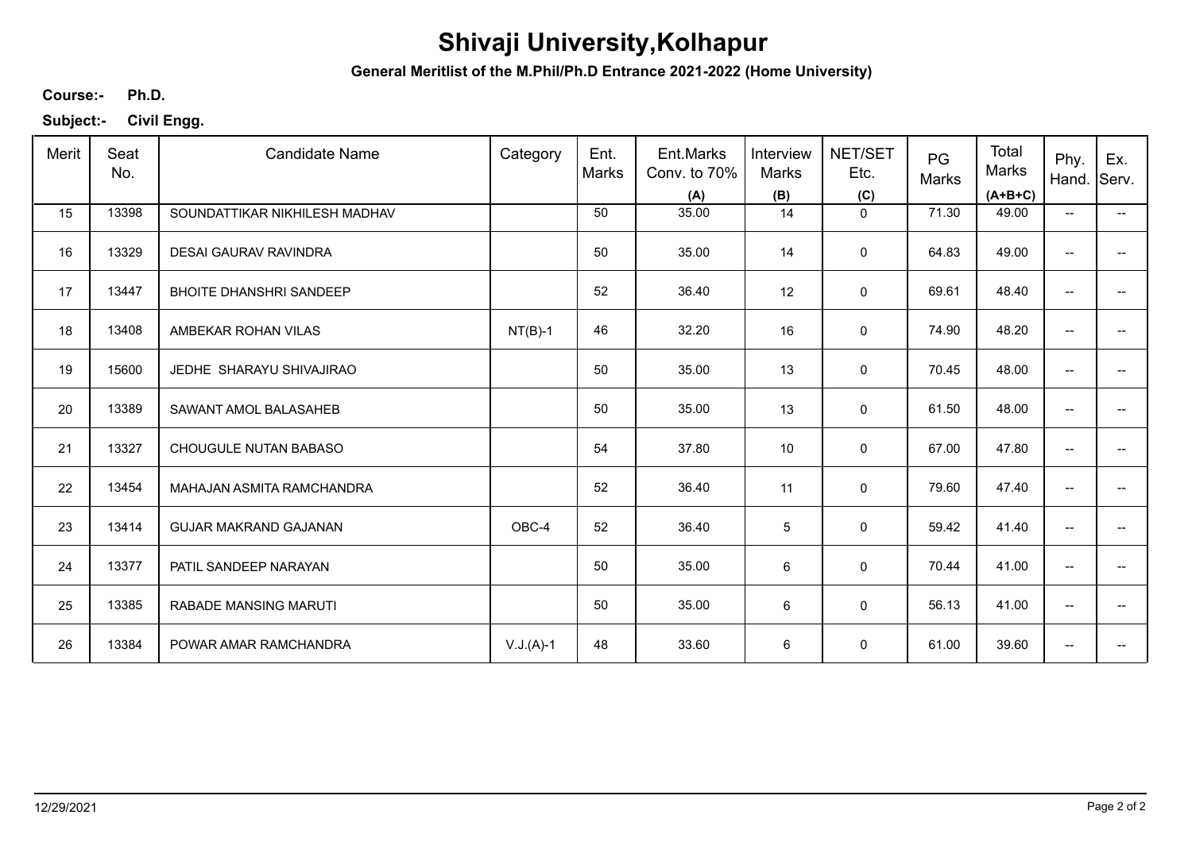# Shivaji University,Kolhapur

**General Meritlist of the M.Phil/Ph.D Entrance 2021-2022 (Home University)**

**Course:-** **Ph.D.**

**Subject:-** **Civil Engg.**

| Merit | Seat No. | Candidate Name | Category | Ent. Marks | Ent.Marks Conv. to 70% (A) | Interview Marks (B) | NET/SET Etc. (C) | PG Marks | Total Marks (A+B+C) | Phy. Hand. | Ex. Serv. |
|---|---|---|---|---|---|---|---|---|---|---|---|
| 15 | 13398 | SOUNDATTIKAR NIKHILESH MADHAV | | 50 | 35.00 | 14 | 0 | 71.30 | 49.00 | -- | -- |
| 16 | 13329 | DESAI GAURAV RAVINDRA | | 50 | 35.00 | 14 | 0 | 64.83 | 49.00 | -- | -- |
| 17 | 13447 | BHOITE DHANSHRI SANDEEP | | 52 | 36.40 | 12 | 0 | 69.61 | 48.40 | -- | -- |
| 18 | 13408 | AMBEKAR ROHAN VILAS | NT(B)-1 | 46 | 32.20 | 16 | 0 | 74.90 | 48.20 | -- | -- |
| 19 | 15600 | JEDHE SHARAYU SHIVAJIRAO | | 50 | 35.00 | 13 | 0 | 70.45 | 48.00 | -- | -- |
| 20 | 13389 | SAWANT AMOL BALASAHEB | | 50 | 35.00 | 13 | 0 | 61.50 | 48.00 | -- | -- |
| 21 | 13327 | CHOUGULE NUTAN BABASO | | 54 | 37.80 | 10 | 0 | 67.00 | 47.80 | -- | -- |
| 22 | 13454 | MAHAJAN ASMITA RAMCHANDRA | | 52 | 36.40 | 11 | 0 | 79.60 | 47.40 | -- | -- |
| 23 | 13414 | GUJAR MAKRAND GAJANAN | OBC-4 | 52 | 36.40 | 5 | 0 | 59.42 | 41.40 | -- | -- |
| 24 | 13377 | PATIL SANDEEP NARAYAN | | 50 | 35.00 | 6 | 0 | 70.44 | 41.00 | -- | -- |
| 25 | 13385 | RABADE MANSING MARUTI | | 50 | 35.00 | 6 | 0 | 56.13 | 41.00 | -- | -- |
| 26 | 13384 | POWAR AMAR RAMCHANDRA | V.J.(A)-1 | 48 | 33.60 | 6 | 0 | 61.00 | 39.60 | -- | -- |

12/29/2021